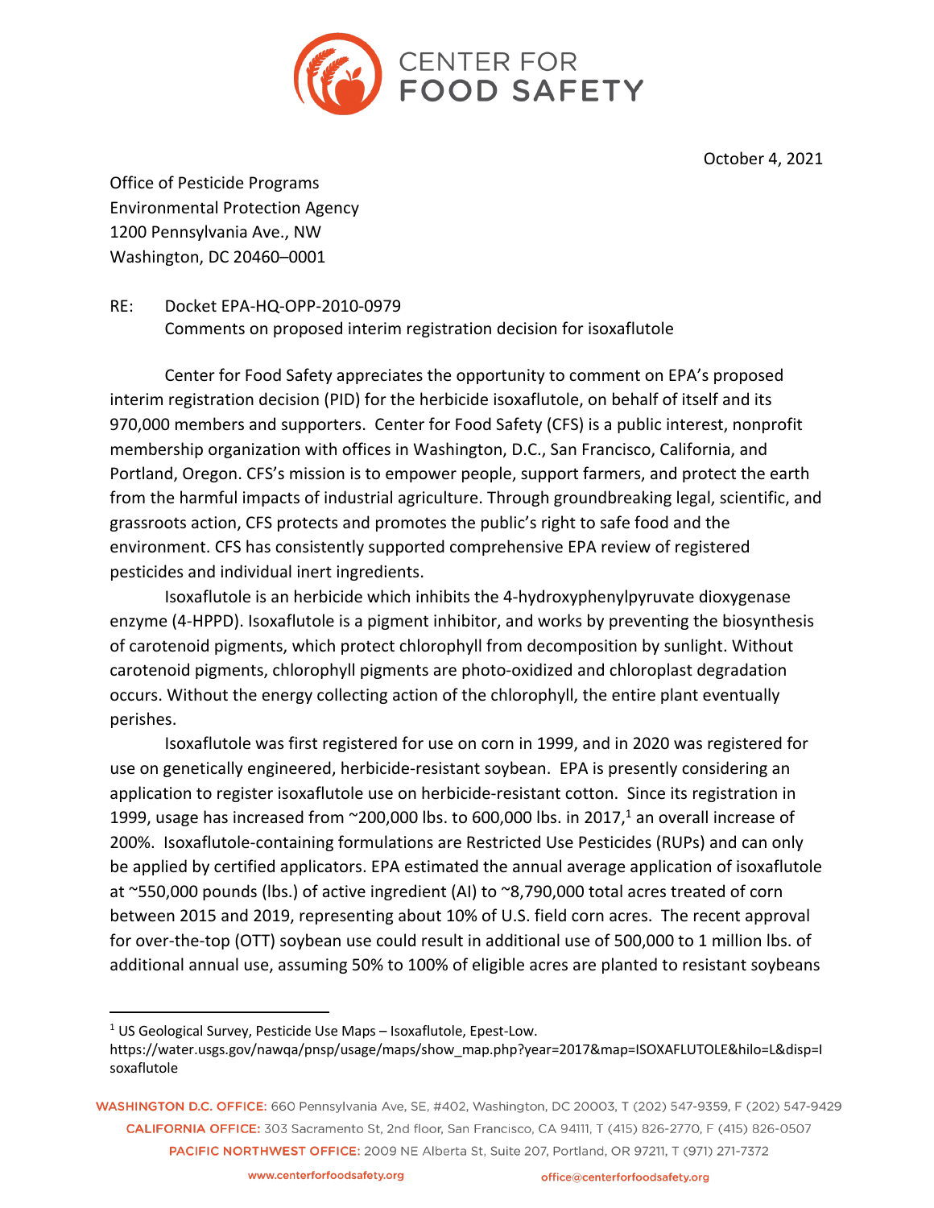# CENTER FOR FOOD SAFETY

October 4, 2021

Office of Pesticide Programs
Environmental Protection Agency
1200 Pennsylvania Ave., NW
Washington, DC 20460–0001

RE: Docket EPA-HQ-OPP-2010-0979
Comments on proposed interim registration decision for isoxaflutole

Center for Food Safety appreciates the opportunity to comment on EPA's proposed interim registration decision (PID) for the herbicide isoxaflutole, on behalf of itself and its 970,000 members and supporters. Center for Food Safety (CFS) is a public interest, nonprofit membership organization with offices in Washington, D.C., San Francisco, California, and Portland, Oregon. CFS's mission is to empower people, support farmers, and protect the earth from the harmful impacts of industrial agriculture. Through groundbreaking legal, scientific, and grassroots action, CFS protects and promotes the public's right to safe food and the environment. CFS has consistently supported comprehensive EPA review of registered pesticides and individual inert ingredients.

Isoxaflutole is an herbicide which inhibits the 4-hydroxyphenylpyruvate dioxygenase enzyme (4-HPPD). Isoxaflutole is a pigment inhibitor, and works by preventing the biosynthesis of carotenoid pigments, which protect chlorophyll from decomposition by sunlight. Without carotenoid pigments, chlorophyll pigments are photo-oxidized and chloroplast degradation occurs. Without the energy collecting action of the chlorophyll, the entire plant eventually perishes.

Isoxaflutole was first registered for use on corn in 1999, and in 2020 was registered for use on genetically engineered, herbicide-resistant soybean. EPA is presently considering an application to register isoxaflutole use on herbicide-resistant cotton. Since its registration in 1999, usage has increased from ~200,000 lbs. to 600,000 lbs. in 2017,[1] an overall increase of 200%. Isoxaflutole-containing formulations are Restricted Use Pesticides (RUPs) and can only be applied by certified applicators. EPA estimated the annual average application of isoxaflutole at ~550,000 pounds (lbs.) of active ingredient (AI) to ~8,790,000 total acres treated of corn between 2015 and 2019, representing about 10% of U.S. field corn acres. The recent approval for over-the-top (OTT) soybean use could result in additional use of 500,000 to 1 million lbs. of additional annual use, assuming 50% to 100% of eligible acres are planted to resistant soybeans

---

[1] US Geological Survey, Pesticide Use Maps – Isoxaflutole, Epest-Low. https://water.usgs.gov/nawqa/pnsp/usage/maps/show_map.php?year=2017&map=ISOXAFLUTOLE&hilo=L&disp=Isoxaflutole

WASHINGTON D.C. OFFICE: 660 Pennsylvania Ave, SE, #402, Washington, DC 20003, T (202) 547-9359, F (202) 547-9429
CALIFORNIA OFFICE: 303 Sacramento St, 2nd floor, San Francisco, CA 94111, T (415) 826-2770, F (415) 826-0507
PACIFIC NORTHWEST OFFICE: 2009 NE Alberta St, Suite 207, Portland, OR 97211, T (971) 271-7372

www.centerforfoodsafety.org office@centerforfoodsafety.org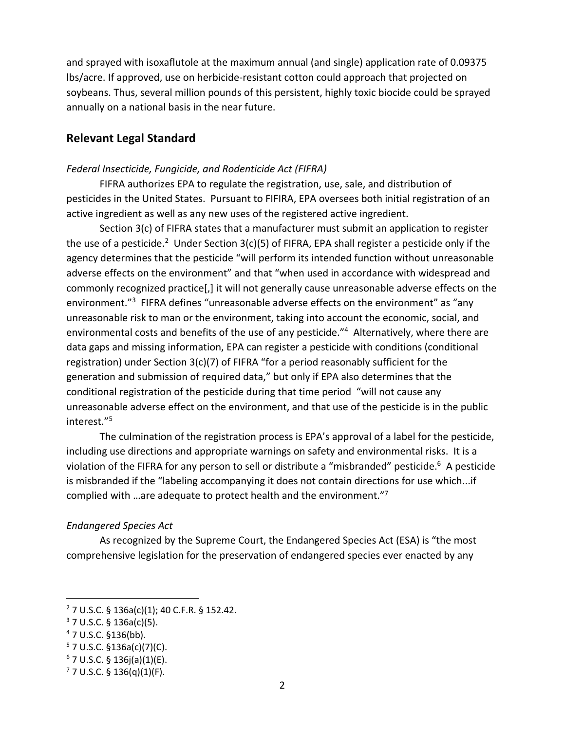and sprayed with isoxaflutole at the maximum annual (and single) application rate of 0.09375 lbs/acre. If approved, use on herbicide-resistant cotton could approach that projected on soybeans. Thus, several million pounds of this persistent, highly toxic biocide could be sprayed annually on a national basis in the near future.

## Relevant Legal Standard

*Federal Insecticide, Fungicide, and Rodenticide Act (FIFRA)*

FIFRA authorizes EPA to regulate the registration, use, sale, and distribution of pesticides in the United States. Pursuant to FIFIRA, EPA oversees both initial registration of an active ingredient as well as any new uses of the registered active ingredient.

Section 3(c) of FIFRA states that a manufacturer must submit an application to register the use of a pesticide.[2] Under Section 3(c)(5) of FIFRA, EPA shall register a pesticide only if the agency determines that the pesticide "will perform its intended function without unreasonable adverse effects on the environment" and that "when used in accordance with widespread and commonly recognized practice[,] it will not generally cause unreasonable adverse effects on the environment."[3] FIFRA defines "unreasonable adverse effects on the environment" as "any unreasonable risk to man or the environment, taking into account the economic, social, and environmental costs and benefits of the use of any pesticide."[4] Alternatively, where there are data gaps and missing information, EPA can register a pesticide with conditions (conditional registration) under Section 3(c)(7) of FIFRA "for a period reasonably sufficient for the generation and submission of required data," but only if EPA also determines that the conditional registration of the pesticide during that time period "will not cause any unreasonable adverse effect on the environment, and that use of the pesticide is in the public interest."[5]

The culmination of the registration process is EPA's approval of a label for the pesticide, including use directions and appropriate warnings on safety and environmental risks. It is a violation of the FIFRA for any person to sell or distribute a "misbranded" pesticide.[6] A pesticide is misbranded if the "labeling accompanying it does not contain directions for use which...if complied with …are adequate to protect health and the environment."[7]

*Endangered Species Act*

As recognized by the Supreme Court, the Endangered Species Act (ESA) is "the most comprehensive legislation for the preservation of endangered species ever enacted by any

---

[2] 7 U.S.C. § 136a(c)(1); 40 C.F.R. § 152.42.

[3] 7 U.S.C. § 136a(c)(5).

[4] 7 U.S.C. §136(bb).

[5] 7 U.S.C. §136a(c)(7)(C).

[6] 7 U.S.C. § 136j(a)(1)(E).

[7] 7 U.S.C. § 136(q)(1)(F).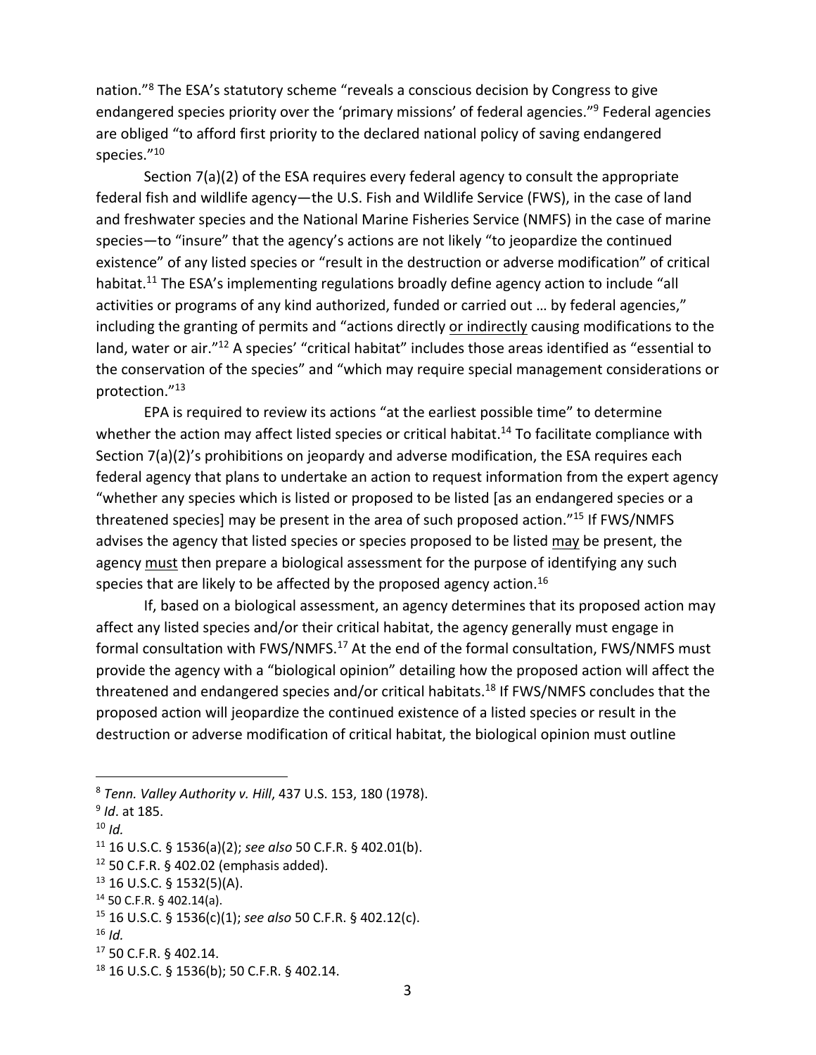nation."[8] The ESA's statutory scheme "reveals a conscious decision by Congress to give endangered species priority over the 'primary missions' of federal agencies."[9] Federal agencies are obliged "to afford first priority to the declared national policy of saving endangered species."[10]

Section 7(a)(2) of the ESA requires every federal agency to consult the appropriate federal fish and wildlife agency—the U.S. Fish and Wildlife Service (FWS), in the case of land and freshwater species and the National Marine Fisheries Service (NMFS) in the case of marine species—to "insure" that the agency's actions are not likely "to jeopardize the continued existence" of any listed species or "result in the destruction or adverse modification" of critical habitat.[11] The ESA's implementing regulations broadly define agency action to include "all activities or programs of any kind authorized, funded or carried out … by federal agencies," including the granting of permits and "actions directly <u>or indirectly</u> causing modifications to the land, water or air."[12] A species' "critical habitat" includes those areas identified as "essential to the conservation of the species" and "which may require special management considerations or protection."[13]

EPA is required to review its actions "at the earliest possible time" to determine whether the action may affect listed species or critical habitat.[14] To facilitate compliance with Section 7(a)(2)'s prohibitions on jeopardy and adverse modification, the ESA requires each federal agency that plans to undertake an action to request information from the expert agency "whether any species which is listed or proposed to be listed [as an endangered species or a threatened species] may be present in the area of such proposed action."[15] If FWS/NMFS advises the agency that listed species or species proposed to be listed <u>may</u> be present, the agency <u>must</u> then prepare a biological assessment for the purpose of identifying any such species that are likely to be affected by the proposed agency action.[16]

If, based on a biological assessment, an agency determines that its proposed action may affect any listed species and/or their critical habitat, the agency generally must engage in formal consultation with FWS/NMFS.[17] At the end of the formal consultation, FWS/NMFS must provide the agency with a "biological opinion" detailing how the proposed action will affect the threatened and endangered species and/or critical habitats.[18] If FWS/NMFS concludes that the proposed action will jeopardize the continued existence of a listed species or result in the destruction or adverse modification of critical habitat, the biological opinion must outline

---

[8] *Tenn. Valley Authority v. Hill*, 437 U.S. 153, 180 (1978).

[9] *Id*. at 185.

[10] *Id.*

[11] 16 U.S.C. § 1536(a)(2); *see also* 50 C.F.R. § 402.01(b).

[12] 50 C.F.R. § 402.02 (emphasis added).

[13] 16 U.S.C. § 1532(5)(A).

[14] 50 C.F.R. § 402.14(a).

[15] 16 U.S.C. § 1536(c)(1); *see also* 50 C.F.R. § 402.12(c).

[16] *Id.*

[17] 50 C.F.R. § 402.14.

[18] 16 U.S.C. § 1536(b); 50 C.F.R. § 402.14.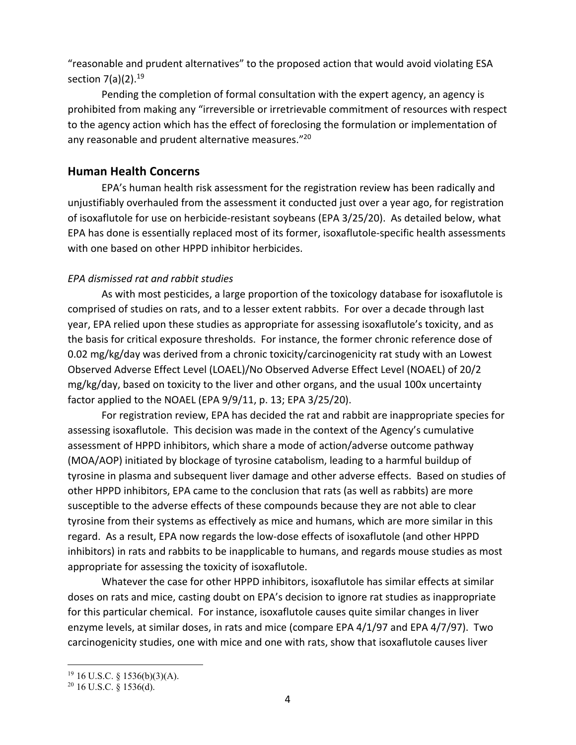"reasonable and prudent alternatives" to the proposed action that would avoid violating ESA section 7(a)(2).[19]

Pending the completion of formal consultation with the expert agency, an agency is prohibited from making any "irreversible or irretrievable commitment of resources with respect to the agency action which has the effect of foreclosing the formulation or implementation of any reasonable and prudent alternative measures."[20]

## Human Health Concerns

EPA's human health risk assessment for the registration review has been radically and unjustifiably overhauled from the assessment it conducted just over a year ago, for registration of isoxaflutole for use on herbicide-resistant soybeans (EPA 3/25/20). As detailed below, what EPA has done is essentially replaced most of its former, isoxaflutole-specific health assessments with one based on other HPPD inhibitor herbicides.

*EPA dismissed rat and rabbit studies*

As with most pesticides, a large proportion of the toxicology database for isoxaflutole is comprised of studies on rats, and to a lesser extent rabbits. For over a decade through last year, EPA relied upon these studies as appropriate for assessing isoxaflutole's toxicity, and as the basis for critical exposure thresholds. For instance, the former chronic reference dose of 0.02 mg/kg/day was derived from a chronic toxicity/carcinogenicity rat study with an Lowest Observed Adverse Effect Level (LOAEL)/No Observed Adverse Effect Level (NOAEL) of 20/2 mg/kg/day, based on toxicity to the liver and other organs, and the usual 100x uncertainty factor applied to the NOAEL (EPA 9/9/11, p. 13; EPA 3/25/20).

For registration review, EPA has decided the rat and rabbit are inappropriate species for assessing isoxaflutole. This decision was made in the context of the Agency's cumulative assessment of HPPD inhibitors, which share a mode of action/adverse outcome pathway (MOA/AOP) initiated by blockage of tyrosine catabolism, leading to a harmful buildup of tyrosine in plasma and subsequent liver damage and other adverse effects. Based on studies of other HPPD inhibitors, EPA came to the conclusion that rats (as well as rabbits) are more susceptible to the adverse effects of these compounds because they are not able to clear tyrosine from their systems as effectively as mice and humans, which are more similar in this regard. As a result, EPA now regards the low-dose effects of isoxaflutole (and other HPPD inhibitors) in rats and rabbits to be inapplicable to humans, and regards mouse studies as most appropriate for assessing the toxicity of isoxaflutole.

Whatever the case for other HPPD inhibitors, isoxaflutole has similar effects at similar doses on rats and mice, casting doubt on EPA's decision to ignore rat studies as inappropriate for this particular chemical. For instance, isoxaflutole causes quite similar changes in liver enzyme levels, at similar doses, in rats and mice (compare EPA 4/1/97 and EPA 4/7/97). Two carcinogenicity studies, one with mice and one with rats, show that isoxaflutole causes liver

[19] 16 U.S.C. § 1536(b)(3)(A).

[20] 16 U.S.C. § 1536(d).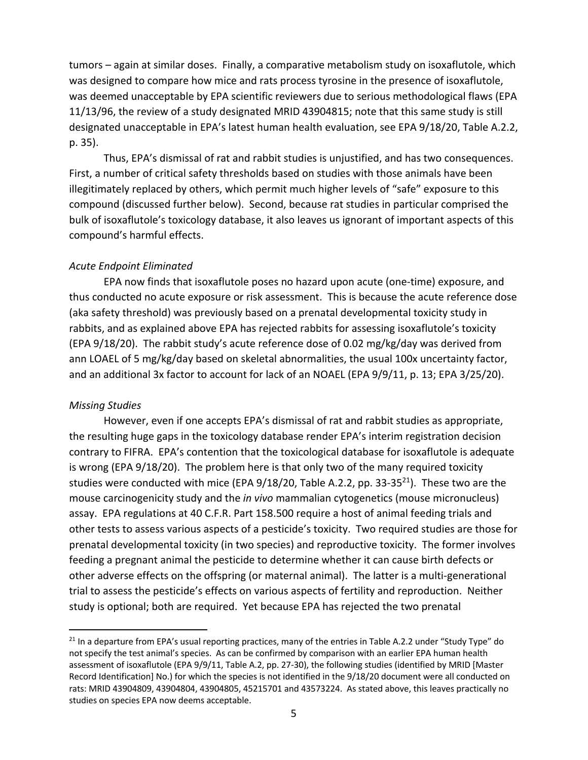tumors – again at similar doses. Finally, a comparative metabolism study on isoxaflutole, which was designed to compare how mice and rats process tyrosine in the presence of isoxaflutole, was deemed unacceptable by EPA scientific reviewers due to serious methodological flaws (EPA 11/13/96, the review of a study designated MRID 43904815; note that this same study is still designated unacceptable in EPA's latest human health evaluation, see EPA 9/18/20, Table A.2.2, p. 35).

Thus, EPA's dismissal of rat and rabbit studies is unjustified, and has two consequences. First, a number of critical safety thresholds based on studies with those animals have been illegitimately replaced by others, which permit much higher levels of "safe" exposure to this compound (discussed further below). Second, because rat studies in particular comprised the bulk of isoxaflutole's toxicology database, it also leaves us ignorant of important aspects of this compound's harmful effects.

*Acute Endpoint Eliminated*

EPA now finds that isoxaflutole poses no hazard upon acute (one-time) exposure, and thus conducted no acute exposure or risk assessment. This is because the acute reference dose (aka safety threshold) was previously based on a prenatal developmental toxicity study in rabbits, and as explained above EPA has rejected rabbits for assessing isoxaflutole's toxicity (EPA 9/18/20). The rabbit study's acute reference dose of 0.02 mg/kg/day was derived from ann LOAEL of 5 mg/kg/day based on skeletal abnormalities, the usual 100x uncertainty factor, and an additional 3x factor to account for lack of an NOAEL (EPA 9/9/11, p. 13; EPA 3/25/20).

*Missing Studies*

However, even if one accepts EPA's dismissal of rat and rabbit studies as appropriate, the resulting huge gaps in the toxicology database render EPA's interim registration decision contrary to FIFRA. EPA's contention that the toxicological database for isoxaflutole is adequate is wrong (EPA 9/18/20). The problem here is that only two of the many required toxicity studies were conducted with mice (EPA 9/18/20, Table A.2.2, pp. 33-35[21]). These two are the mouse carcinogenicity study and the *in vivo* mammalian cytogenetics (mouse micronucleus) assay. EPA regulations at 40 C.F.R. Part 158.500 require a host of animal feeding trials and other tests to assess various aspects of a pesticide's toxicity. Two required studies are those for prenatal developmental toxicity (in two species) and reproductive toxicity. The former involves feeding a pregnant animal the pesticide to determine whether it can cause birth defects or other adverse effects on the offspring (or maternal animal). The latter is a multi-generational trial to assess the pesticide's effects on various aspects of fertility and reproduction. Neither study is optional; both are required. Yet because EPA has rejected the two prenatal

---

[21] In a departure from EPA's usual reporting practices, many of the entries in Table A.2.2 under "Study Type" do not specify the test animal's species. As can be confirmed by comparison with an earlier EPA human health assessment of isoxaflutole (EPA 9/9/11, Table A.2, pp. 27-30), the following studies (identified by MRID [Master Record Identification] No.) for which the species is not identified in the 9/18/20 document were all conducted on rats: MRID 43904809, 43904804, 43904805, 45215701 and 43573224. As stated above, this leaves practically no studies on species EPA now deems acceptable.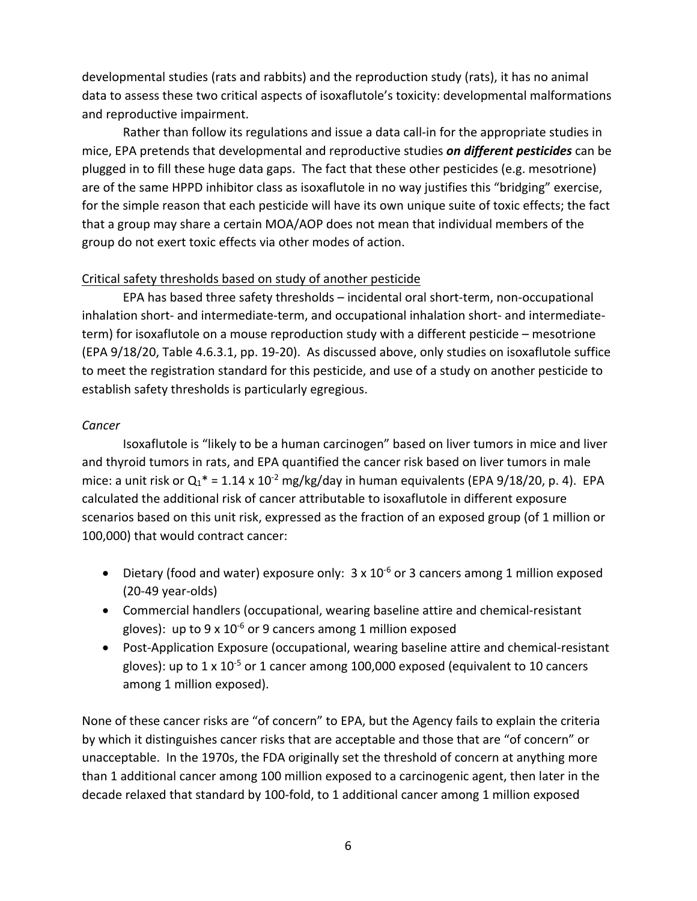developmental studies (rats and rabbits) and the reproduction study (rats), it has no animal data to assess these two critical aspects of isoxaflutole's toxicity: developmental malformations and reproductive impairment.

Rather than follow its regulations and issue a data call-in for the appropriate studies in mice, EPA pretends that developmental and reproductive studies ***on different pesticides*** can be plugged in to fill these huge data gaps. The fact that these other pesticides (e.g. mesotrione) are of the same HPPD inhibitor class as isoxaflutole in no way justifies this "bridging" exercise, for the simple reason that each pesticide will have its own unique suite of toxic effects; the fact that a group may share a certain MOA/AOP does not mean that individual members of the group do not exert toxic effects via other modes of action.

Critical safety thresholds based on study of another pesticide

EPA has based three safety thresholds – incidental oral short-term, non-occupational inhalation short- and intermediate-term, and occupational inhalation short- and intermediate-term) for isoxaflutole on a mouse reproduction study with a different pesticide – mesotrione (EPA 9/18/20, Table 4.6.3.1, pp. 19-20). As discussed above, only studies on isoxaflutole suffice to meet the registration standard for this pesticide, and use of a study on another pesticide to establish safety thresholds is particularly egregious.

*Cancer*

Isoxaflutole is "likely to be a human carcinogen" based on liver tumors in mice and liver and thyroid tumors in rats, and EPA quantified the cancer risk based on liver tumors in male mice: a unit risk or $Q_1^* = 1.14 \times 10^{-2}$ mg/kg/day in human equivalents (EPA 9/18/20, p. 4). EPA calculated the additional risk of cancer attributable to isoxaflutole in different exposure scenarios based on this unit risk, expressed as the fraction of an exposed group (of 1 million or 100,000) that would contract cancer:

- Dietary (food and water) exposure only: $3 \times 10^{-6}$ or 3 cancers among 1 million exposed (20-49 year-olds)
- Commercial handlers (occupational, wearing baseline attire and chemical-resistant gloves): up to $9 \times 10^{-6}$ or 9 cancers among 1 million exposed
- Post-Application Exposure (occupational, wearing baseline attire and chemical-resistant gloves): up to $1 \times 10^{-5}$ or 1 cancer among 100,000 exposed (equivalent to 10 cancers among 1 million exposed).

None of these cancer risks are "of concern" to EPA, but the Agency fails to explain the criteria by which it distinguishes cancer risks that are acceptable and those that are "of concern" or unacceptable. In the 1970s, the FDA originally set the threshold of concern at anything more than 1 additional cancer among 100 million exposed to a carcinogenic agent, then later in the decade relaxed that standard by 100-fold, to 1 additional cancer among 1 million exposed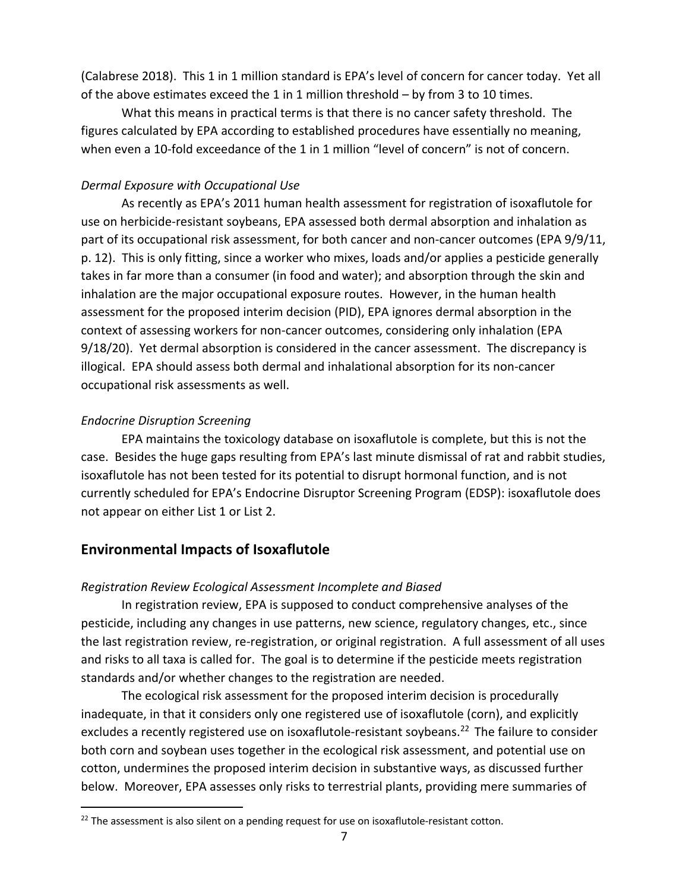(Calabrese 2018). This 1 in 1 million standard is EPA's level of concern for cancer today. Yet all of the above estimates exceed the 1 in 1 million threshold – by from 3 to 10 times.

What this means in practical terms is that there is no cancer safety threshold. The figures calculated by EPA according to established procedures have essentially no meaning, when even a 10-fold exceedance of the 1 in 1 million "level of concern" is not of concern.

*Dermal Exposure with Occupational Use*

As recently as EPA's 2011 human health assessment for registration of isoxaflutole for use on herbicide-resistant soybeans, EPA assessed both dermal absorption and inhalation as part of its occupational risk assessment, for both cancer and non-cancer outcomes (EPA 9/9/11, p. 12). This is only fitting, since a worker who mixes, loads and/or applies a pesticide generally takes in far more than a consumer (in food and water); and absorption through the skin and inhalation are the major occupational exposure routes. However, in the human health assessment for the proposed interim decision (PID), EPA ignores dermal absorption in the context of assessing workers for non-cancer outcomes, considering only inhalation (EPA 9/18/20). Yet dermal absorption is considered in the cancer assessment. The discrepancy is illogical. EPA should assess both dermal and inhalational absorption for its non-cancer occupational risk assessments as well.

*Endocrine Disruption Screening*

EPA maintains the toxicology database on isoxaflutole is complete, but this is not the case. Besides the huge gaps resulting from EPA's last minute dismissal of rat and rabbit studies, isoxaflutole has not been tested for its potential to disrupt hormonal function, and is not currently scheduled for EPA's Endocrine Disruptor Screening Program (EDSP): isoxaflutole does not appear on either List 1 or List 2.

## Environmental Impacts of Isoxaflutole

*Registration Review Ecological Assessment Incomplete and Biased*

In registration review, EPA is supposed to conduct comprehensive analyses of the pesticide, including any changes in use patterns, new science, regulatory changes, etc., since the last registration review, re-registration, or original registration. A full assessment of all uses and risks to all taxa is called for. The goal is to determine if the pesticide meets registration standards and/or whether changes to the registration are needed.

The ecological risk assessment for the proposed interim decision is procedurally inadequate, in that it considers only one registered use of isoxaflutole (corn), and explicitly excludes a recently registered use on isoxaflutole-resistant soybeans.[22] The failure to consider both corn and soybean uses together in the ecological risk assessment, and potential use on cotton, undermines the proposed interim decision in substantive ways, as discussed further below. Moreover, EPA assesses only risks to terrestrial plants, providing mere summaries of

[22] The assessment is also silent on a pending request for use on isoxaflutole-resistant cotton.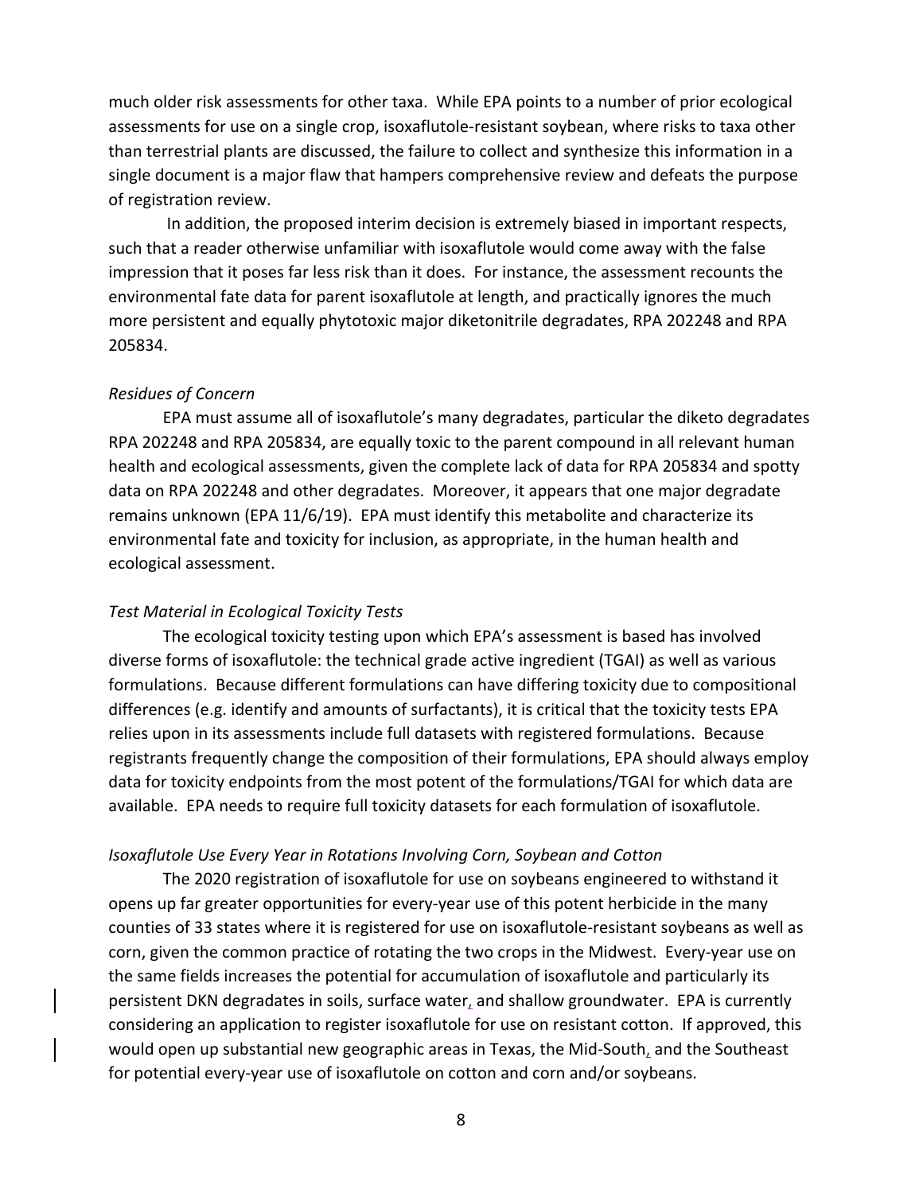much older risk assessments for other taxa. While EPA points to a number of prior ecological assessments for use on a single crop, isoxaflutole-resistant soybean, where risks to taxa other than terrestrial plants are discussed, the failure to collect and synthesize this information in a single document is a major flaw that hampers comprehensive review and defeats the purpose of registration review.

In addition, the proposed interim decision is extremely biased in important respects, such that a reader otherwise unfamiliar with isoxaflutole would come away with the false impression that it poses far less risk than it does. For instance, the assessment recounts the environmental fate data for parent isoxaflutole at length, and practically ignores the much more persistent and equally phytotoxic major diketonitrile degradates, RPA 202248 and RPA 205834.

*Residues of Concern*

EPA must assume all of isoxaflutole's many degradates, particular the diketo degradates RPA 202248 and RPA 205834, are equally toxic to the parent compound in all relevant human health and ecological assessments, given the complete lack of data for RPA 205834 and spotty data on RPA 202248 and other degradates. Moreover, it appears that one major degradate remains unknown (EPA 11/6/19). EPA must identify this metabolite and characterize its environmental fate and toxicity for inclusion, as appropriate, in the human health and ecological assessment.

*Test Material in Ecological Toxicity Tests*

The ecological toxicity testing upon which EPA's assessment is based has involved diverse forms of isoxaflutole: the technical grade active ingredient (TGAI) as well as various formulations. Because different formulations can have differing toxicity due to compositional differences (e.g. identify and amounts of surfactants), it is critical that the toxicity tests EPA relies upon in its assessments include full datasets with registered formulations. Because registrants frequently change the composition of their formulations, EPA should always employ data for toxicity endpoints from the most potent of the formulations/TGAI for which data are available. EPA needs to require full toxicity datasets for each formulation of isoxaflutole.

*Isoxaflutole Use Every Year in Rotations Involving Corn, Soybean and Cotton*

The 2020 registration of isoxaflutole for use on soybeans engineered to withstand it opens up far greater opportunities for every-year use of this potent herbicide in the many counties of 33 states where it is registered for use on isoxaflutole-resistant soybeans as well as corn, given the common practice of rotating the two crops in the Midwest. Every-year use on the same fields increases the potential for accumulation of isoxaflutole and particularly its persistent DKN degradates in soils, surface water, and shallow groundwater. EPA is currently considering an application to register isoxaflutole for use on resistant cotton. If approved, this would open up substantial new geographic areas in Texas, the Mid-South, and the Southeast for potential every-year use of isoxaflutole on cotton and corn and/or soybeans.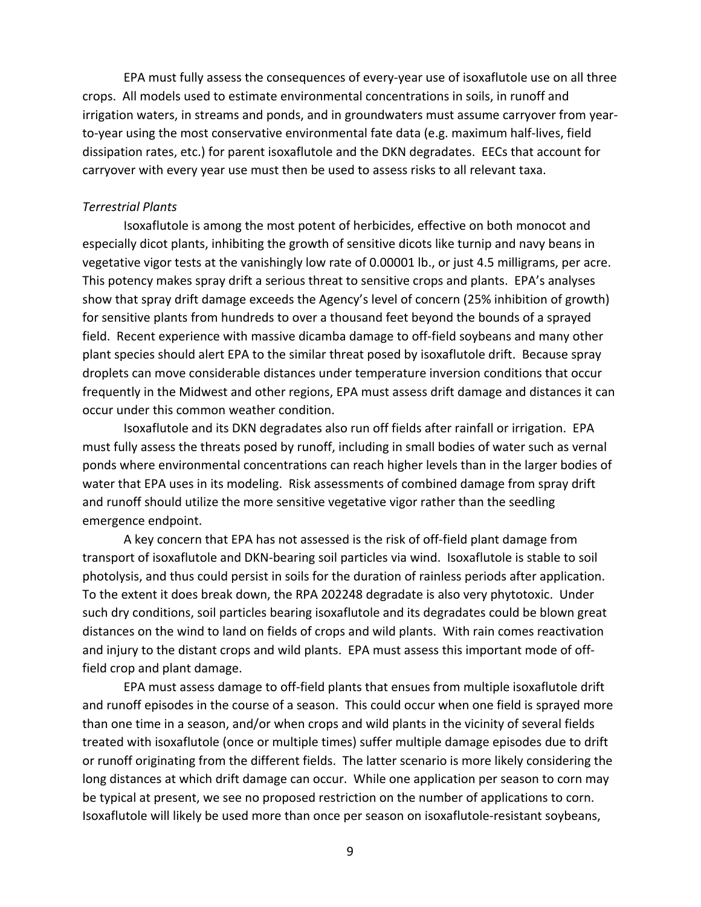EPA must fully assess the consequences of every-year use of isoxaflutole use on all three crops. All models used to estimate environmental concentrations in soils, in runoff and irrigation waters, in streams and ponds, and in groundwaters must assume carryover from year-to-year using the most conservative environmental fate data (e.g. maximum half-lives, field dissipation rates, etc.) for parent isoxaflutole and the DKN degradates. EECs that account for carryover with every year use must then be used to assess risks to all relevant taxa.

*Terrestrial Plants*

Isoxaflutole is among the most potent of herbicides, effective on both monocot and especially dicot plants, inhibiting the growth of sensitive dicots like turnip and navy beans in vegetative vigor tests at the vanishingly low rate of 0.00001 lb., or just 4.5 milligrams, per acre. This potency makes spray drift a serious threat to sensitive crops and plants. EPA's analyses show that spray drift damage exceeds the Agency's level of concern (25% inhibition of growth) for sensitive plants from hundreds to over a thousand feet beyond the bounds of a sprayed field. Recent experience with massive dicamba damage to off-field soybeans and many other plant species should alert EPA to the similar threat posed by isoxaflutole drift. Because spray droplets can move considerable distances under temperature inversion conditions that occur frequently in the Midwest and other regions, EPA must assess drift damage and distances it can occur under this common weather condition.

Isoxaflutole and its DKN degradates also run off fields after rainfall or irrigation. EPA must fully assess the threats posed by runoff, including in small bodies of water such as vernal ponds where environmental concentrations can reach higher levels than in the larger bodies of water that EPA uses in its modeling. Risk assessments of combined damage from spray drift and runoff should utilize the more sensitive vegetative vigor rather than the seedling emergence endpoint.

A key concern that EPA has not assessed is the risk of off-field plant damage from transport of isoxaflutole and DKN-bearing soil particles via wind. Isoxaflutole is stable to soil photolysis, and thus could persist in soils for the duration of rainless periods after application. To the extent it does break down, the RPA 202248 degradate is also very phytotoxic. Under such dry conditions, soil particles bearing isoxaflutole and its degradates could be blown great distances on the wind to land on fields of crops and wild plants. With rain comes reactivation and injury to the distant crops and wild plants. EPA must assess this important mode of off-field crop and plant damage.

EPA must assess damage to off-field plants that ensues from multiple isoxaflutole drift and runoff episodes in the course of a season. This could occur when one field is sprayed more than one time in a season, and/or when crops and wild plants in the vicinity of several fields treated with isoxaflutole (once or multiple times) suffer multiple damage episodes due to drift or runoff originating from the different fields. The latter scenario is more likely considering the long distances at which drift damage can occur. While one application per season to corn may be typical at present, we see no proposed restriction on the number of applications to corn. Isoxaflutole will likely be used more than once per season on isoxaflutole-resistant soybeans,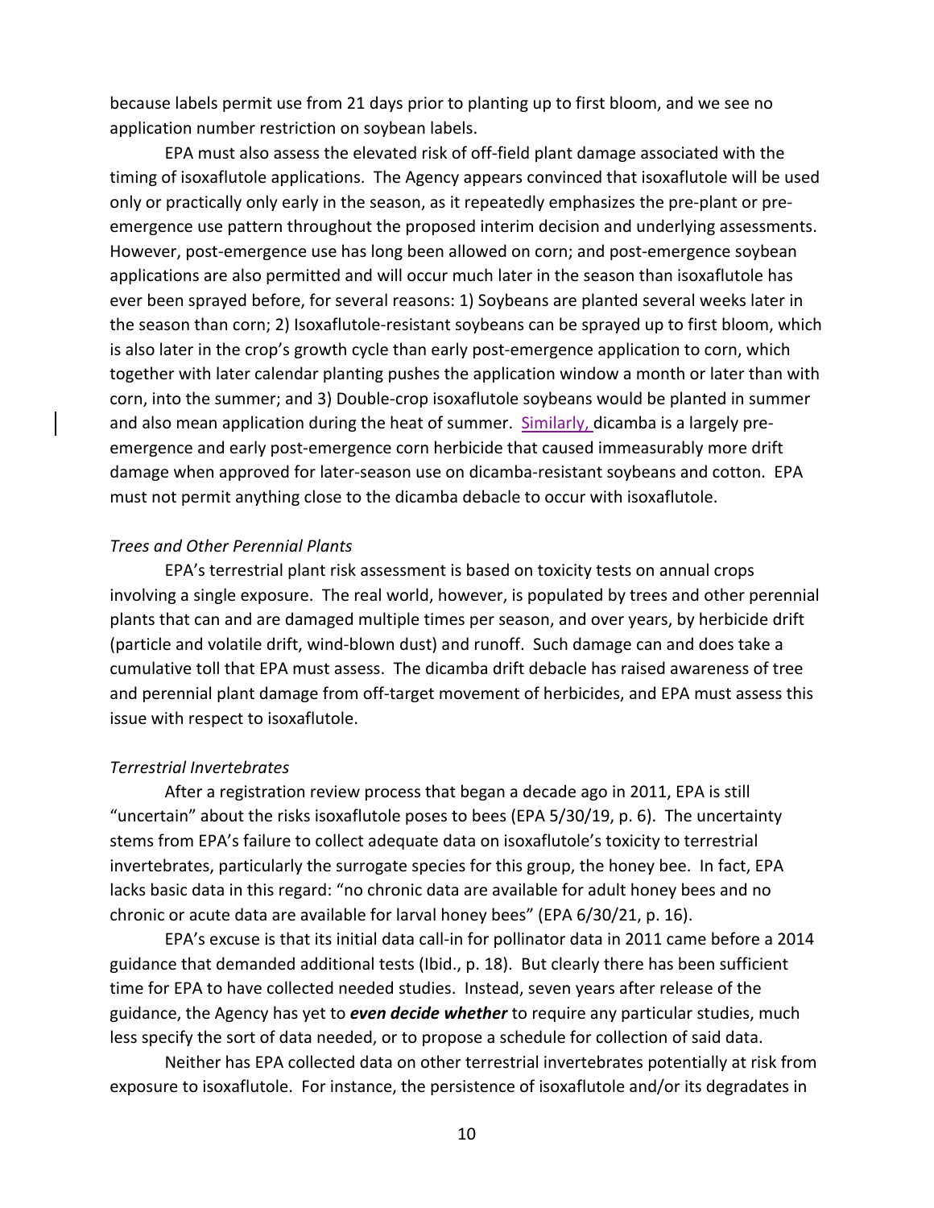because labels permit use from 21 days prior to planting up to first bloom, and we see no application number restriction on soybean labels.

EPA must also assess the elevated risk of off-field plant damage associated with the timing of isoxaflutole applications. The Agency appears convinced that isoxaflutole will be used only or practically only early in the season, as it repeatedly emphasizes the pre-plant or pre-emergence use pattern throughout the proposed interim decision and underlying assessments. However, post-emergence use has long been allowed on corn; and post-emergence soybean applications are also permitted and will occur much later in the season than isoxaflutole has ever been sprayed before, for several reasons: 1) Soybeans are planted several weeks later in the season than corn; 2) Isoxaflutole-resistant soybeans can be sprayed up to first bloom, which is also later in the crop's growth cycle than early post-emergence application to corn, which together with later calendar planting pushes the application window a month or later than with corn, into the summer; and 3) Double-crop isoxaflutole soybeans would be planted in summer and also mean application during the heat of summer. Similarly, dicamba is a largely pre-emergence and early post-emergence corn herbicide that caused immeasurably more drift damage when approved for later-season use on dicamba-resistant soybeans and cotton. EPA must not permit anything close to the dicamba debacle to occur with isoxaflutole.

*Trees and Other Perennial Plants*

EPA's terrestrial plant risk assessment is based on toxicity tests on annual crops involving a single exposure. The real world, however, is populated by trees and other perennial plants that can and are damaged multiple times per season, and over years, by herbicide drift (particle and volatile drift, wind-blown dust) and runoff. Such damage can and does take a cumulative toll that EPA must assess. The dicamba drift debacle has raised awareness of tree and perennial plant damage from off-target movement of herbicides, and EPA must assess this issue with respect to isoxaflutole.

*Terrestrial Invertebrates*

After a registration review process that began a decade ago in 2011, EPA is still "uncertain" about the risks isoxaflutole poses to bees (EPA 5/30/19, p. 6). The uncertainty stems from EPA's failure to collect adequate data on isoxaflutole's toxicity to terrestrial invertebrates, particularly the surrogate species for this group, the honey bee. In fact, EPA lacks basic data in this regard: "no chronic data are available for adult honey bees and no chronic or acute data are available for larval honey bees" (EPA 6/30/21, p. 16).

EPA's excuse is that its initial data call-in for pollinator data in 2011 came before a 2014 guidance that demanded additional tests (Ibid., p. 18). But clearly there has been sufficient time for EPA to have collected needed studies. Instead, seven years after release of the guidance, the Agency has yet to ***even decide whether*** to require any particular studies, much less specify the sort of data needed, or to propose a schedule for collection of said data.

Neither has EPA collected data on other terrestrial invertebrates potentially at risk from exposure to isoxaflutole. For instance, the persistence of isoxaflutole and/or its degradates in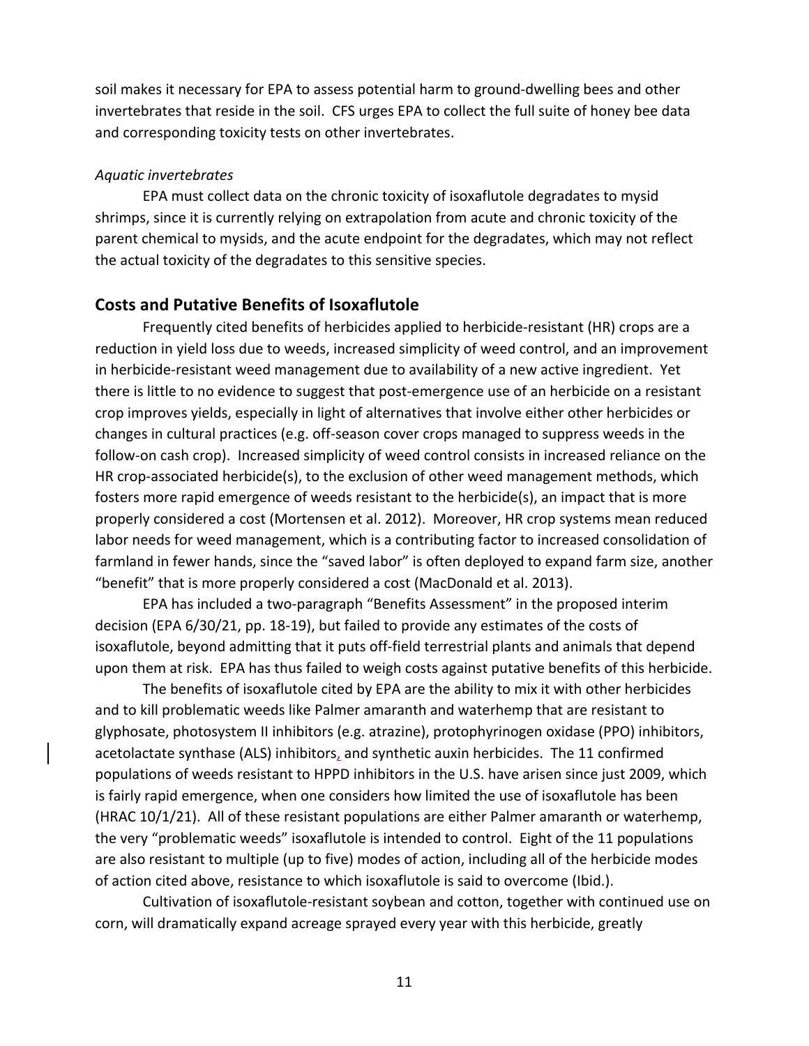soil makes it necessary for EPA to assess potential harm to ground-dwelling bees and other invertebrates that reside in the soil. CFS urges EPA to collect the full suite of honey bee data and corresponding toxicity tests on other invertebrates.

*Aquatic invertebrates*

EPA must collect data on the chronic toxicity of isoxaflutole degradates to mysid shrimps, since it is currently relying on extrapolation from acute and chronic toxicity of the parent chemical to mysids, and the acute endpoint for the degradates, which may not reflect the actual toxicity of the degradates to this sensitive species.

## Costs and Putative Benefits of Isoxaflutole

Frequently cited benefits of herbicides applied to herbicide-resistant (HR) crops are a reduction in yield loss due to weeds, increased simplicity of weed control, and an improvement in herbicide-resistant weed management due to availability of a new active ingredient. Yet there is little to no evidence to suggest that post-emergence use of an herbicide on a resistant crop improves yields, especially in light of alternatives that involve either other herbicides or changes in cultural practices (e.g. off-season cover crops managed to suppress weeds in the follow-on cash crop). Increased simplicity of weed control consists in increased reliance on the HR crop-associated herbicide(s), to the exclusion of other weed management methods, which fosters more rapid emergence of weeds resistant to the herbicide(s), an impact that is more properly considered a cost (Mortensen et al. 2012). Moreover, HR crop systems mean reduced labor needs for weed management, which is a contributing factor to increased consolidation of farmland in fewer hands, since the "saved labor" is often deployed to expand farm size, another "benefit" that is more properly considered a cost (MacDonald et al. 2013).

EPA has included a two-paragraph "Benefits Assessment" in the proposed interim decision (EPA 6/30/21, pp. 18-19), but failed to provide any estimates of the costs of isoxaflutole, beyond admitting that it puts off-field terrestrial plants and animals that depend upon them at risk. EPA has thus failed to weigh costs against putative benefits of this herbicide.

The benefits of isoxaflutole cited by EPA are the ability to mix it with other herbicides and to kill problematic weeds like Palmer amaranth and waterhemp that are resistant to glyphosate, photosystem II inhibitors (e.g. atrazine), protophyrinogen oxidase (PPO) inhibitors, acetolactate synthase (ALS) inhibitors, and synthetic auxin herbicides. The 11 confirmed populations of weeds resistant to HPPD inhibitors in the U.S. have arisen since just 2009, which is fairly rapid emergence, when one considers how limited the use of isoxaflutole has been (HRAC 10/1/21). All of these resistant populations are either Palmer amaranth or waterhemp, the very "problematic weeds" isoxaflutole is intended to control. Eight of the 11 populations are also resistant to multiple (up to five) modes of action, including all of the herbicide modes of action cited above, resistance to which isoxaflutole is said to overcome (Ibid.).

Cultivation of isoxaflutole-resistant soybean and cotton, together with continued use on corn, will dramatically expand acreage sprayed every year with this herbicide, greatly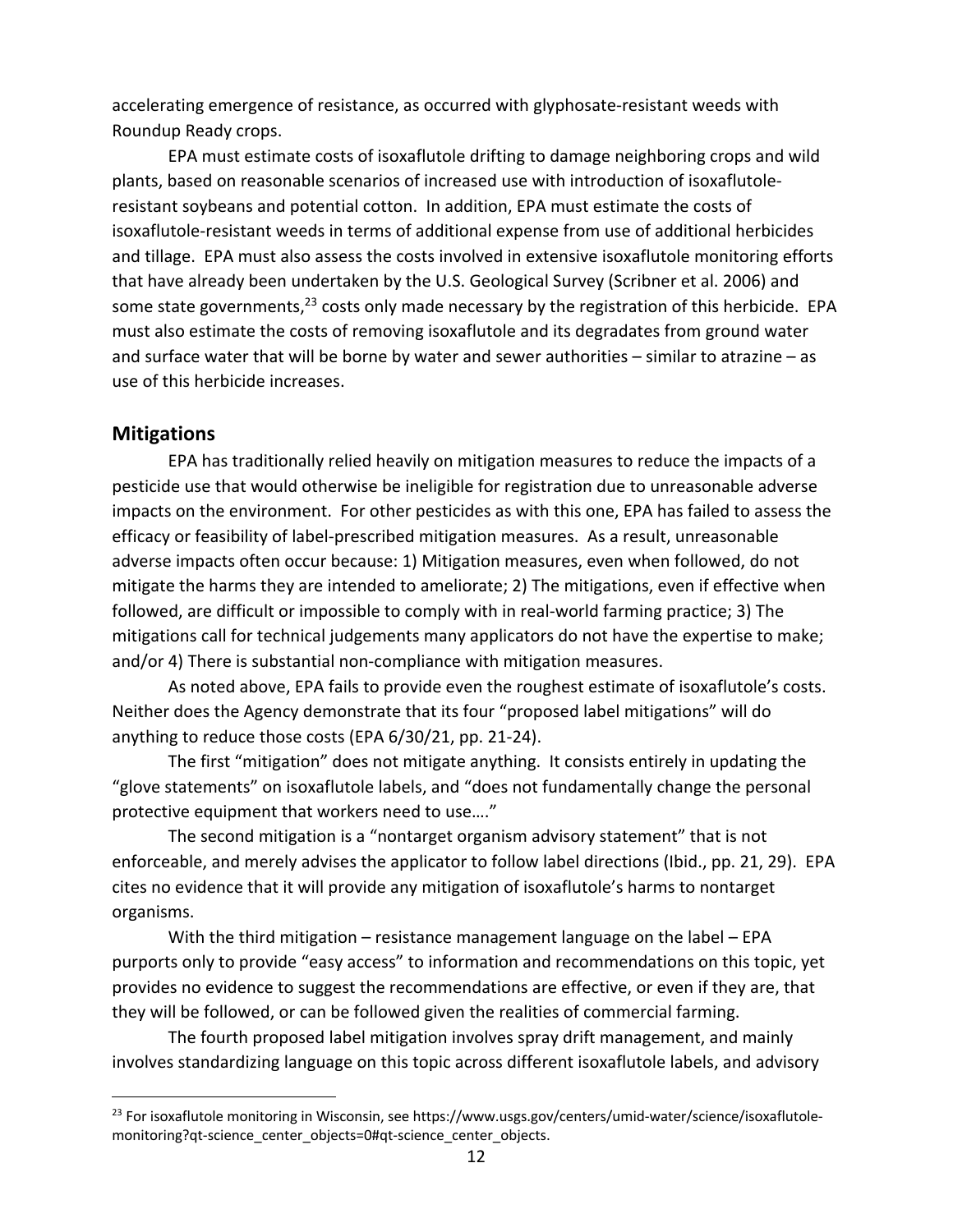accelerating emergence of resistance, as occurred with glyphosate-resistant weeds with Roundup Ready crops.

EPA must estimate costs of isoxaflutole drifting to damage neighboring crops and wild plants, based on reasonable scenarios of increased use with introduction of isoxaflutole-resistant soybeans and potential cotton. In addition, EPA must estimate the costs of isoxaflutole-resistant weeds in terms of additional expense from use of additional herbicides and tillage. EPA must also assess the costs involved in extensive isoxaflutole monitoring efforts that have already been undertaken by the U.S. Geological Survey (Scribner et al. 2006) and some state governments,[23] costs only made necessary by the registration of this herbicide. EPA must also estimate the costs of removing isoxaflutole and its degradates from ground water and surface water that will be borne by water and sewer authorities – similar to atrazine – as use of this herbicide increases.

## Mitigations

EPA has traditionally relied heavily on mitigation measures to reduce the impacts of a pesticide use that would otherwise be ineligible for registration due to unreasonable adverse impacts on the environment. For other pesticides as with this one, EPA has failed to assess the efficacy or feasibility of label-prescribed mitigation measures. As a result, unreasonable adverse impacts often occur because: 1) Mitigation measures, even when followed, do not mitigate the harms they are intended to ameliorate; 2) The mitigations, even if effective when followed, are difficult or impossible to comply with in real-world farming practice; 3) The mitigations call for technical judgements many applicators do not have the expertise to make; and/or 4) There is substantial non-compliance with mitigation measures.

As noted above, EPA fails to provide even the roughest estimate of isoxaflutole's costs. Neither does the Agency demonstrate that its four "proposed label mitigations" will do anything to reduce those costs (EPA 6/30/21, pp. 21-24).

The first "mitigation" does not mitigate anything. It consists entirely in updating the "glove statements" on isoxaflutole labels, and "does not fundamentally change the personal protective equipment that workers need to use…."

The second mitigation is a "nontarget organism advisory statement" that is not enforceable, and merely advises the applicator to follow label directions (Ibid., pp. 21, 29). EPA cites no evidence that it will provide any mitigation of isoxaflutole's harms to nontarget organisms.

With the third mitigation – resistance management language on the label – EPA purports only to provide "easy access" to information and recommendations on this topic, yet provides no evidence to suggest the recommendations are effective, or even if they are, that they will be followed, or can be followed given the realities of commercial farming.

The fourth proposed label mitigation involves spray drift management, and mainly involves standardizing language on this topic across different isoxaflutole labels, and advisory

---

[23] For isoxaflutole monitoring in Wisconsin, see https://www.usgs.gov/centers/umid-water/science/isoxaflutole-monitoring?qt-science_center_objects=0#qt-science_center_objects.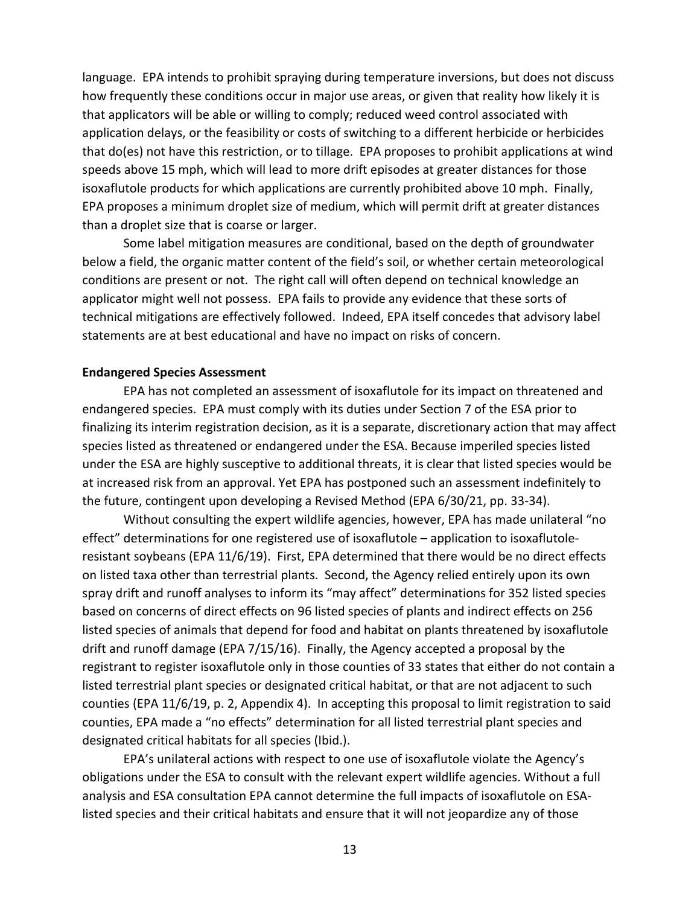language. EPA intends to prohibit spraying during temperature inversions, but does not discuss how frequently these conditions occur in major use areas, or given that reality how likely it is that applicators will be able or willing to comply; reduced weed control associated with application delays, or the feasibility or costs of switching to a different herbicide or herbicides that do(es) not have this restriction, or to tillage. EPA proposes to prohibit applications at wind speeds above 15 mph, which will lead to more drift episodes at greater distances for those isoxaflutole products for which applications are currently prohibited above 10 mph. Finally, EPA proposes a minimum droplet size of medium, which will permit drift at greater distances than a droplet size that is coarse or larger.

Some label mitigation measures are conditional, based on the depth of groundwater below a field, the organic matter content of the field's soil, or whether certain meteorological conditions are present or not. The right call will often depend on technical knowledge an applicator might well not possess. EPA fails to provide any evidence that these sorts of technical mitigations are effectively followed. Indeed, EPA itself concedes that advisory label statements are at best educational and have no impact on risks of concern.

**Endangered Species Assessment**

EPA has not completed an assessment of isoxaflutole for its impact on threatened and endangered species. EPA must comply with its duties under Section 7 of the ESA prior to finalizing its interim registration decision, as it is a separate, discretionary action that may affect species listed as threatened or endangered under the ESA. Because imperiled species listed under the ESA are highly susceptive to additional threats, it is clear that listed species would be at increased risk from an approval. Yet EPA has postponed such an assessment indefinitely to the future, contingent upon developing a Revised Method (EPA 6/30/21, pp. 33-34).

Without consulting the expert wildlife agencies, however, EPA has made unilateral "no effect" determinations for one registered use of isoxaflutole – application to isoxaflutole-resistant soybeans (EPA 11/6/19). First, EPA determined that there would be no direct effects on listed taxa other than terrestrial plants. Second, the Agency relied entirely upon its own spray drift and runoff analyses to inform its "may affect" determinations for 352 listed species based on concerns of direct effects on 96 listed species of plants and indirect effects on 256 listed species of animals that depend for food and habitat on plants threatened by isoxaflutole drift and runoff damage (EPA 7/15/16). Finally, the Agency accepted a proposal by the registrant to register isoxaflutole only in those counties of 33 states that either do not contain a listed terrestrial plant species or designated critical habitat, or that are not adjacent to such counties (EPA 11/6/19, p. 2, Appendix 4). In accepting this proposal to limit registration to said counties, EPA made a "no effects" determination for all listed terrestrial plant species and designated critical habitats for all species (Ibid.).

EPA's unilateral actions with respect to one use of isoxaflutole violate the Agency's obligations under the ESA to consult with the relevant expert wildlife agencies. Without a full analysis and ESA consultation EPA cannot determine the full impacts of isoxaflutole on ESA-listed species and their critical habitats and ensure that it will not jeopardize any of those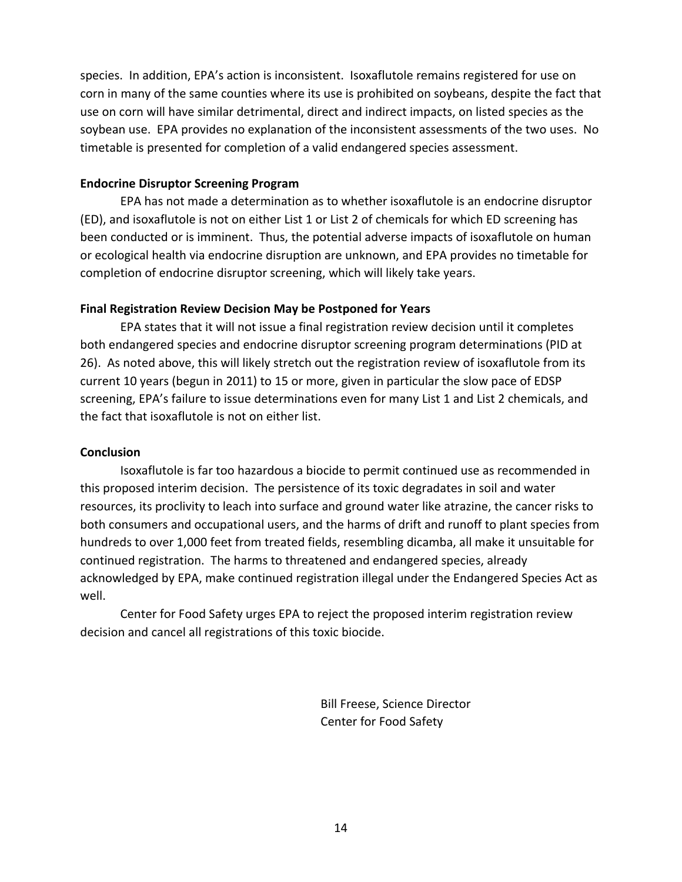species. In addition, EPA's action is inconsistent. Isoxaflutole remains registered for use on corn in many of the same counties where its use is prohibited on soybeans, despite the fact that use on corn will have similar detrimental, direct and indirect impacts, on listed species as the soybean use. EPA provides no explanation of the inconsistent assessments of the two uses. No timetable is presented for completion of a valid endangered species assessment.

**Endocrine Disruptor Screening Program**

EPA has not made a determination as to whether isoxaflutole is an endocrine disruptor (ED), and isoxaflutole is not on either List 1 or List 2 of chemicals for which ED screening has been conducted or is imminent. Thus, the potential adverse impacts of isoxaflutole on human or ecological health via endocrine disruption are unknown, and EPA provides no timetable for completion of endocrine disruptor screening, which will likely take years.

**Final Registration Review Decision May be Postponed for Years**

EPA states that it will not issue a final registration review decision until it completes both endangered species and endocrine disruptor screening program determinations (PID at 26). As noted above, this will likely stretch out the registration review of isoxaflutole from its current 10 years (begun in 2011) to 15 or more, given in particular the slow pace of EDSP screening, EPA's failure to issue determinations even for many List 1 and List 2 chemicals, and the fact that isoxaflutole is not on either list.

**Conclusion**

Isoxaflutole is far too hazardous a biocide to permit continued use as recommended in this proposed interim decision. The persistence of its toxic degradates in soil and water resources, its proclivity to leach into surface and ground water like atrazine, the cancer risks to both consumers and occupational users, and the harms of drift and runoff to plant species from hundreds to over 1,000 feet from treated fields, resembling dicamba, all make it unsuitable for continued registration. The harms to threatened and endangered species, already acknowledged by EPA, make continued registration illegal under the Endangered Species Act as well.

Center for Food Safety urges EPA to reject the proposed interim registration review decision and cancel all registrations of this toxic biocide.

Bill Freese, Science Director
Center for Food Safety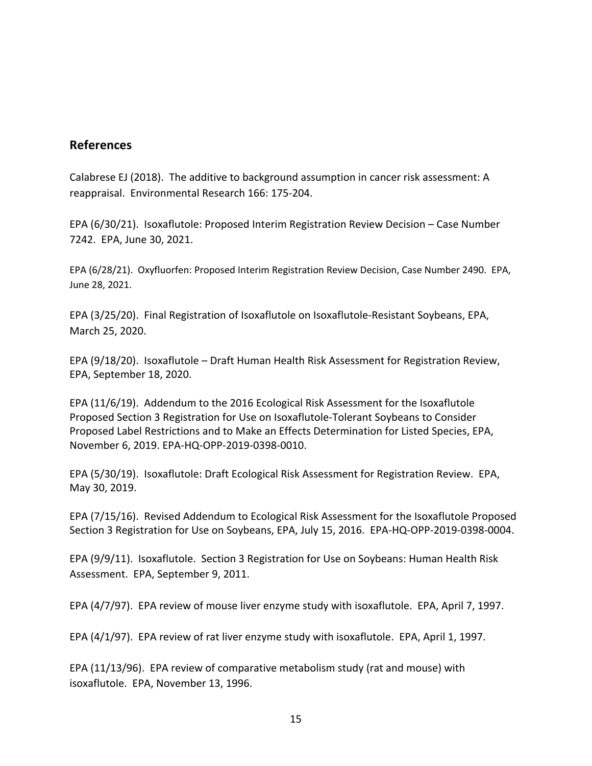## References

Calabrese EJ (2018). The additive to background assumption in cancer risk assessment: A reappraisal. Environmental Research 166: 175-204.

EPA (6/30/21). Isoxaflutole: Proposed Interim Registration Review Decision – Case Number 7242. EPA, June 30, 2021.

EPA (6/28/21). Oxyfluorfen: Proposed Interim Registration Review Decision, Case Number 2490. EPA, June 28, 2021.

EPA (3/25/20). Final Registration of Isoxaflutole on Isoxaflutole-Resistant Soybeans, EPA, March 25, 2020.

EPA (9/18/20). Isoxaflutole – Draft Human Health Risk Assessment for Registration Review, EPA, September 18, 2020.

EPA (11/6/19). Addendum to the 2016 Ecological Risk Assessment for the Isoxaflutole Proposed Section 3 Registration for Use on Isoxaflutole-Tolerant Soybeans to Consider Proposed Label Restrictions and to Make an Effects Determination for Listed Species, EPA, November 6, 2019. EPA-HQ-OPP-2019-0398-0010.

EPA (5/30/19). Isoxaflutole: Draft Ecological Risk Assessment for Registration Review. EPA, May 30, 2019.

EPA (7/15/16). Revised Addendum to Ecological Risk Assessment for the Isoxaflutole Proposed Section 3 Registration for Use on Soybeans, EPA, July 15, 2016. EPA-HQ-OPP-2019-0398-0004.

EPA (9/9/11). Isoxaflutole. Section 3 Registration for Use on Soybeans: Human Health Risk Assessment. EPA, September 9, 2011.

EPA (4/7/97). EPA review of mouse liver enzyme study with isoxaflutole. EPA, April 7, 1997.

EPA (4/1/97). EPA review of rat liver enzyme study with isoxaflutole. EPA, April 1, 1997.

EPA (11/13/96). EPA review of comparative metabolism study (rat and mouse) with isoxaflutole. EPA, November 13, 1996.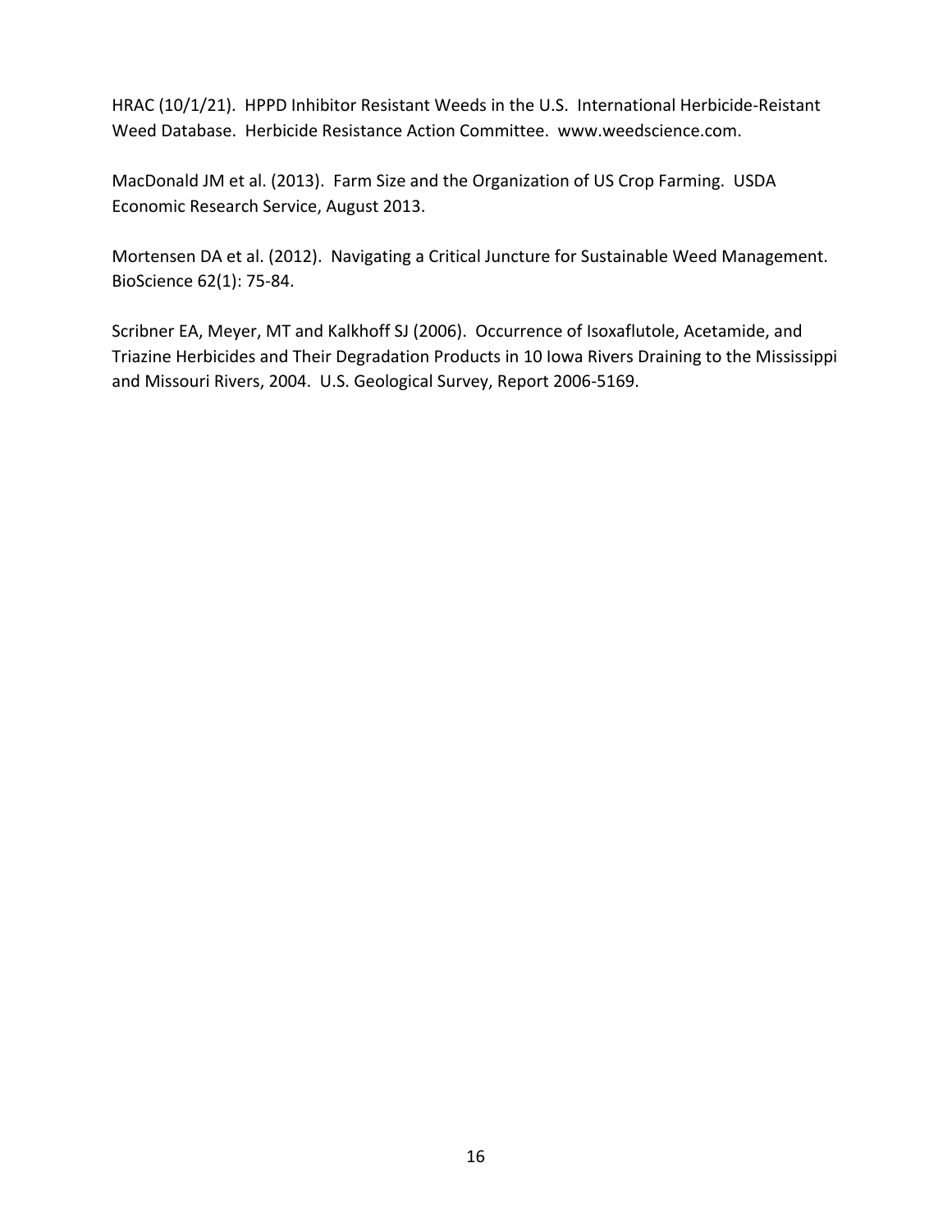HRAC (10/1/21). HPPD Inhibitor Resistant Weeds in the U.S. International Herbicide-Reistant Weed Database. Herbicide Resistance Action Committee. www.weedscience.com.

MacDonald JM et al. (2013). Farm Size and the Organization of US Crop Farming. USDA Economic Research Service, August 2013.

Mortensen DA et al. (2012). Navigating a Critical Juncture for Sustainable Weed Management. BioScience 62(1): 75-84.

Scribner EA, Meyer, MT and Kalkhoff SJ (2006). Occurrence of Isoxaflutole, Acetamide, and Triazine Herbicides and Their Degradation Products in 10 Iowa Rivers Draining to the Mississippi and Missouri Rivers, 2004. U.S. Geological Survey, Report 2006-5169.